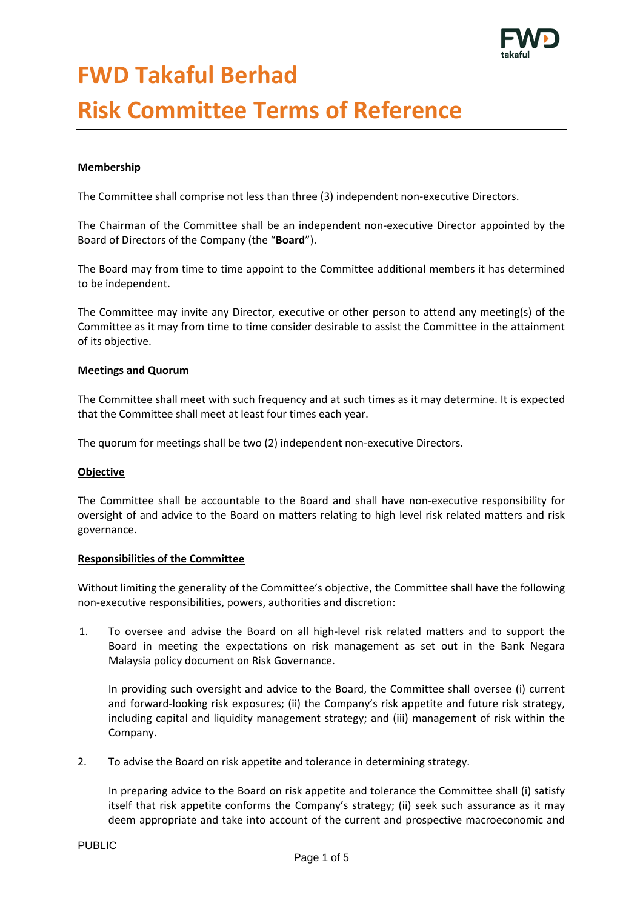# FWD Takaful Berhad

# Risk Committee Terms of Reference

**Membership**

The Committee shall comprise not less than three (3) independent non-executive Directors.

The Chairman of the Committee shall be an independent non-executive Director appointed by the Board of Directors of the Company (the "**Board**").

The Board may from time to time appoint to the Committee additional members it has determined to be independent.

The Committee may invite any Director, executive or other person to attend any meeting(s) of the Committee as it may from time to time consider desirable to assist the Committee in the attainment of its objective.

**Meetings and Quorum**

The Committee shall meet with such frequency and at such times as it may determine. It is expected that the Committee shall meet at least four times each year.

The quorum for meetings shall be two (2) independent non-executive Directors.

**Objective**

The Committee shall be accountable to the Board and shall have non-executive responsibility for oversight of and advice to the Board on matters relating to high level risk related matters and risk governance.

**Responsibilities of the Committee**

Without limiting the generality of the Committee's objective, the Committee shall have the following non-executive responsibilities, powers, authorities and discretion:

1. To oversee and advise the Board on all high-level risk related matters and to support the Board in meeting the expectations on risk management as set out in the Bank Negara Malaysia policy document on Risk Governance.

   In providing such oversight and advice to the Board, the Committee shall oversee (i) current and forward-looking risk exposures; (ii) the Company's risk appetite and future risk strategy, including capital and liquidity management strategy; and (iii) management of risk within the Company.

2. To advise the Board on risk appetite and tolerance in determining strategy.

   In preparing advice to the Board on risk appetite and tolerance the Committee shall (i) satisfy itself that risk appetite conforms the Company's strategy; (ii) seek such assurance as it may deem appropriate and take into account of the current and prospective macroeconomic and

PUBLIC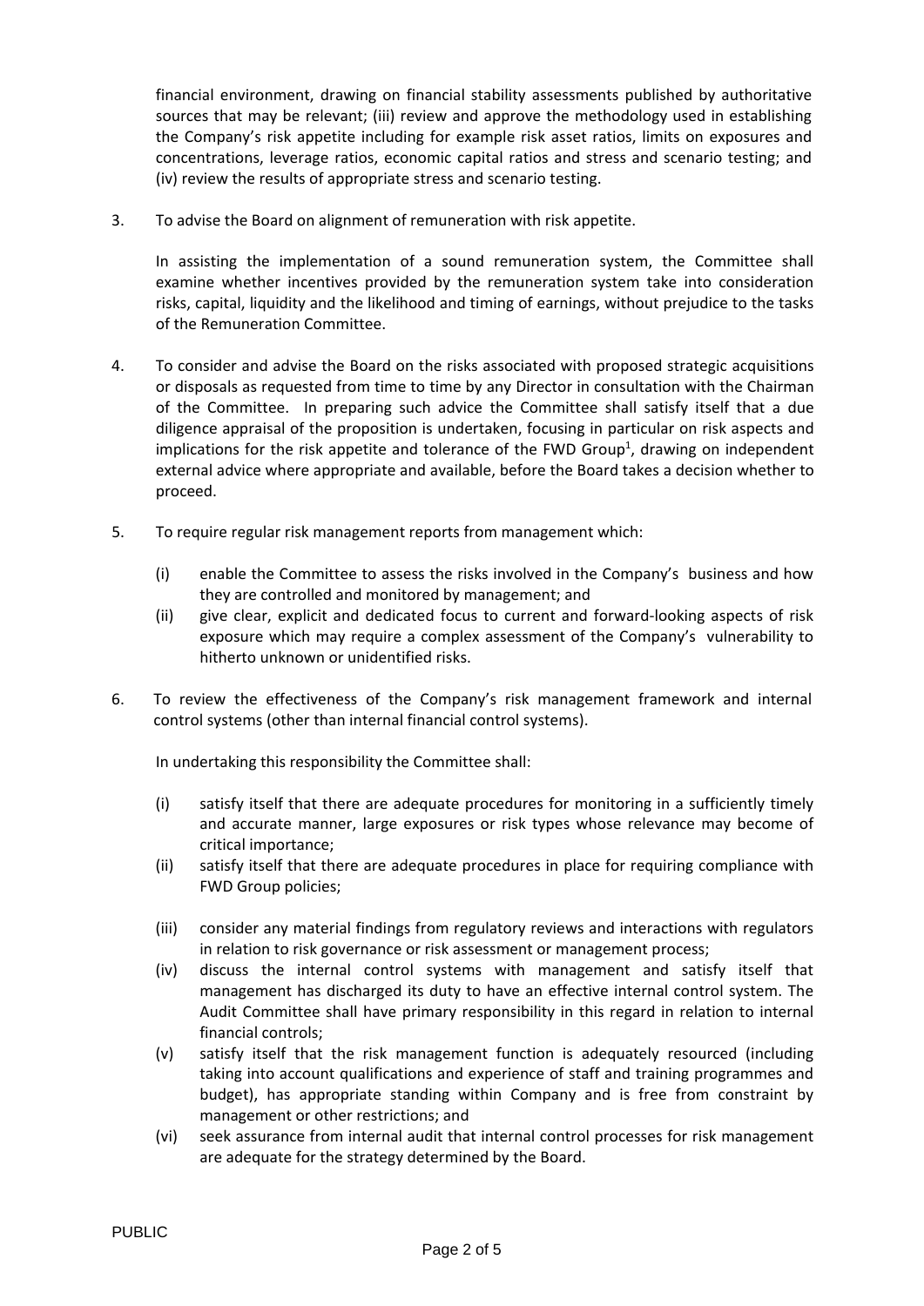financial environment, drawing on financial stability assessments published by authoritative sources that may be relevant; (iii) review and approve the methodology used in establishing the Company's risk appetite including for example risk asset ratios, limits on exposures and concentrations, leverage ratios, economic capital ratios and stress and scenario testing; and (iv) review the results of appropriate stress and scenario testing.

3. To advise the Board on alignment of remuneration with risk appetite.

   In assisting the implementation of a sound remuneration system, the Committee shall examine whether incentives provided by the remuneration system take into consideration risks, capital, liquidity and the likelihood and timing of earnings, without prejudice to the tasks of the Remuneration Committee.

4. To consider and advise the Board on the risks associated with proposed strategic acquisitions or disposals as requested from time to time by any Director in consultation with the Chairman of the Committee. In preparing such advice the Committee shall satisfy itself that a due diligence appraisal of the proposition is undertaken, focusing in particular on risk aspects and implications for the risk appetite and tolerance of the FWD Group[1], drawing on independent external advice where appropriate and available, before the Board takes a decision whether to proceed.

5. To require regular risk management reports from management which:

   (i) enable the Committee to assess the risks involved in the Company's business and how they are controlled and monitored by management; and
   (ii) give clear, explicit and dedicated focus to current and forward-looking aspects of risk exposure which may require a complex assessment of the Company's vulnerability to hitherto unknown or unidentified risks.

6. To review the effectiveness of the Company's risk management framework and internal control systems (other than internal financial control systems).

   In undertaking this responsibility the Committee shall:

   (i) satisfy itself that there are adequate procedures for monitoring in a sufficiently timely and accurate manner, large exposures or risk types whose relevance may become of critical importance;
   (ii) satisfy itself that there are adequate procedures in place for requiring compliance with FWD Group policies;
   (iii) consider any material findings from regulatory reviews and interactions with regulators in relation to risk governance or risk assessment or management process;
   (iv) discuss the internal control systems with management and satisfy itself that management has discharged its duty to have an effective internal control system. The Audit Committee shall have primary responsibility in this regard in relation to internal financial controls;
   (v) satisfy itself that the risk management function is adequately resourced (including taking into account qualifications and experience of staff and training programmes and budget), has appropriate standing within Company and is free from constraint by management or other restrictions; and
   (vi) seek assurance from internal audit that internal control processes for risk management are adequate for the strategy determined by the Board.

PUBLIC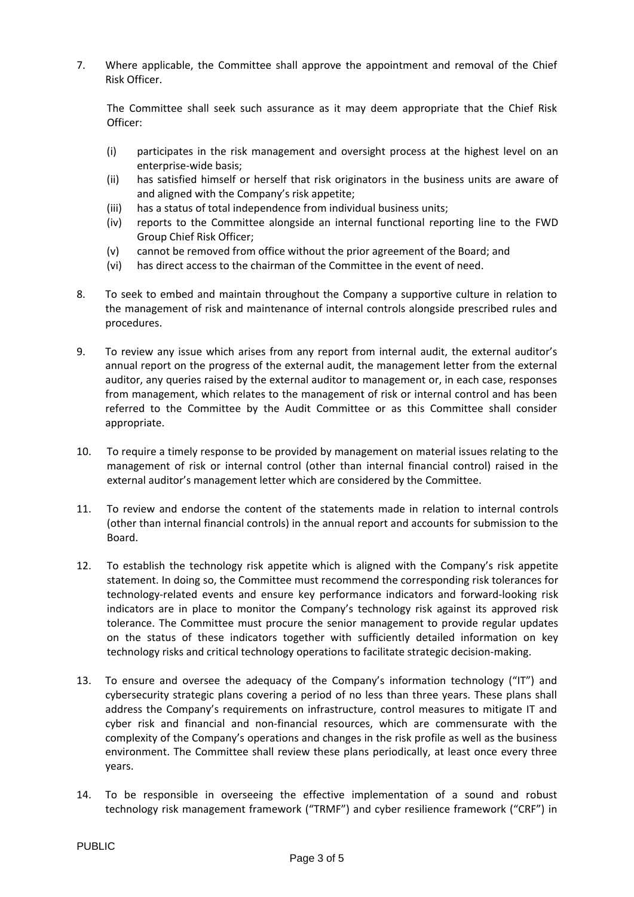7. Where applicable, the Committee shall approve the appointment and removal of the Chief Risk Officer.

   The Committee shall seek such assurance as it may deem appropriate that the Chief Risk Officer:

   (i) participates in the risk management and oversight process at the highest level on an enterprise-wide basis;
   (ii) has satisfied himself or herself that risk originators in the business units are aware of and aligned with the Company's risk appetite;
   (iii) has a status of total independence from individual business units;
   (iv) reports to the Committee alongside an internal functional reporting line to the FWD Group Chief Risk Officer;
   (v) cannot be removed from office without the prior agreement of the Board; and
   (vi) has direct access to the chairman of the Committee in the event of need.

8. To seek to embed and maintain throughout the Company a supportive culture in relation to the management of risk and maintenance of internal controls alongside prescribed rules and procedures.

9. To review any issue which arises from any report from internal audit, the external auditor's annual report on the progress of the external audit, the management letter from the external auditor, any queries raised by the external auditor to management or, in each case, responses from management, which relates to the management of risk or internal control and has been referred to the Committee by the Audit Committee or as this Committee shall consider appropriate.

10. To require a timely response to be provided by management on material issues relating to the management of risk or internal control (other than internal financial control) raised in the external auditor's management letter which are considered by the Committee.

11. To review and endorse the content of the statements made in relation to internal controls (other than internal financial controls) in the annual report and accounts for submission to the Board.

12. To establish the technology risk appetite which is aligned with the Company's risk appetite statement. In doing so, the Committee must recommend the corresponding risk tolerances for technology-related events and ensure key performance indicators and forward-looking risk indicators are in place to monitor the Company's technology risk against its approved risk tolerance. The Committee must procure the senior management to provide regular updates on the status of these indicators together with sufficiently detailed information on key technology risks and critical technology operations to facilitate strategic decision-making.

13. To ensure and oversee the adequacy of the Company's information technology ("IT") and cybersecurity strategic plans covering a period of no less than three years. These plans shall address the Company's requirements on infrastructure, control measures to mitigate IT and cyber risk and financial and non-financial resources, which are commensurate with the complexity of the Company's operations and changes in the risk profile as well as the business environment. The Committee shall review these plans periodically, at least once every three years.

14. To be responsible in overseeing the effective implementation of a sound and robust technology risk management framework ("TRMF") and cyber resilience framework ("CRF") in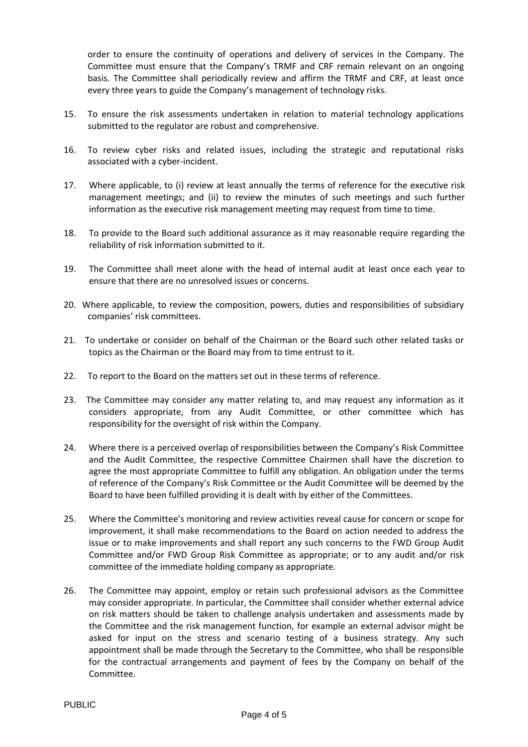order to ensure the continuity of operations and delivery of services in the Company. The Committee must ensure that the Company's TRMF and CRF remain relevant on an ongoing basis. The Committee shall periodically review and affirm the TRMF and CRF, at least once every three years to guide the Company's management of technology risks.

15. To ensure the risk assessments undertaken in relation to material technology applications submitted to the regulator are robust and comprehensive.

16. To review cyber risks and related issues, including the strategic and reputational risks associated with a cyber-incident.

17. Where applicable, to (i) review at least annually the terms of reference for the executive risk management meetings; and (ii) to review the minutes of such meetings and such further information as the executive risk management meeting may request from time to time.

18. To provide to the Board such additional assurance as it may reasonable require regarding the reliability of risk information submitted to it.

19. The Committee shall meet alone with the head of internal audit at least once each year to ensure that there are no unresolved issues or concerns.

20. Where applicable, to review the composition, powers, duties and responsibilities of subsidiary companies' risk committees.

21. To undertake or consider on behalf of the Chairman or the Board such other related tasks or topics as the Chairman or the Board may from to time entrust to it.

22. To report to the Board on the matters set out in these terms of reference.

23. The Committee may consider any matter relating to, and may request any information as it considers appropriate, from any Audit Committee, or other committee which has responsibility for the oversight of risk within the Company.

24. Where there is a perceived overlap of responsibilities between the Company's Risk Committee and the Audit Committee, the respective Committee Chairmen shall have the discretion to agree the most appropriate Committee to fulfill any obligation. An obligation under the terms of reference of the Company's Risk Committee or the Audit Committee will be deemed by the Board to have been fulfilled providing it is dealt with by either of the Committees.

25. Where the Committee's monitoring and review activities reveal cause for concern or scope for improvement, it shall make recommendations to the Board on action needed to address the issue or to make improvements and shall report any such concerns to the FWD Group Audit Committee and/or FWD Group Risk Committee as appropriate; or to any audit and/or risk committee of the immediate holding company as appropriate.

26. The Committee may appoint, employ or retain such professional advisors as the Committee may consider appropriate. In particular, the Committee shall consider whether external advice on risk matters should be taken to challenge analysis undertaken and assessments made by the Committee and the risk management function, for example an external advisor might be asked for input on the stress and scenario testing of a business strategy. Any such appointment shall be made through the Secretary to the Committee, who shall be responsible for the contractual arrangements and payment of fees by the Company on behalf of the Committee.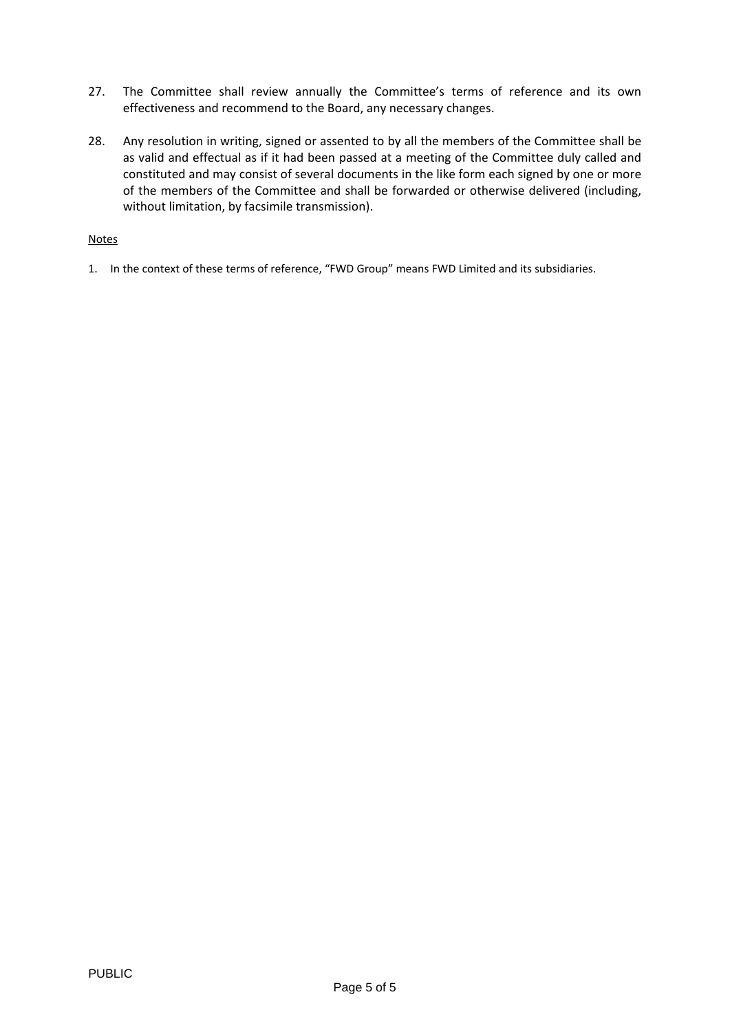27. The Committee shall review annually the Committee's terms of reference and its own effectiveness and recommend to the Board, any necessary changes.

28. Any resolution in writing, signed or assented to by all the members of the Committee shall be as valid and effectual as if it had been passed at a meeting of the Committee duly called and constituted and may consist of several documents in the like form each signed by one or more of the members of the Committee and shall be forwarded or otherwise delivered (including, without limitation, by facsimile transmission).

<u>Notes</u>

1. In the context of these terms of reference, "FWD Group" means FWD Limited and its subsidiaries.

PUBLIC